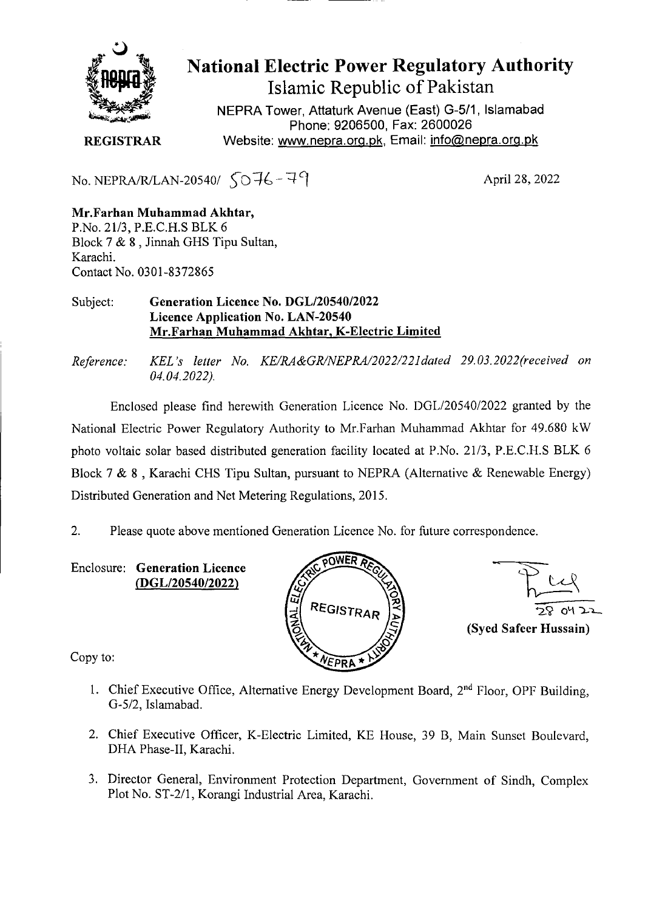# National Electric Power Regulatory Authority

## Islamic Republic of Pakistan

NEPRA Tower, Attaturk Avenue (East) G-5/1, Islamabad
Phone: 9206500, Fax: 2600026
Website: www.nepra.org.pk, Email: info@nepra.org.pk

**REGISTRAR**

No. NEPRA/R/LAN-20540/ 5076-79

April 28, 2022

**Mr.Farhan Muhammad Akhtar,**
P.No. 21/3, P.E.C.H.S BLK 6
Block 7 & 8 , Jinnah GHS Tipu Sultan,
Karachi.
Contact No. 0301-8372865

Subject: **Generation Licence No. DGL/20540/2022**
**Licence Application No. LAN-20540**
**Mr.Farhan Muhammad Akhtar, K-Electric Limited**

*Reference: KEL's letter No. KE/RA&GR/NEPRA/2022/221dated 29.03.2022(received on 04.04.2022).*

Enclosed please find herewith Generation Licence No. DGL/20540/2022 granted by the National Electric Power Regulatory Authority to Mr.Farhan Muhammad Akhtar for 49.680 kW photo voltaic solar based distributed generation facility located at P.No. 21/3, P.E.C.H.S BLK 6 Block 7 & 8 , Karachi CHS Tipu Sultan, pursuant to NEPRA (Alternative & Renewable Energy) Distributed Generation and Net Metering Regulations, 2015.

2. Please quote above mentioned Generation Licence No. for future correspondence.

Enclosure: **Generation Licence (DGL/20540/2022)**

28 04 22
**(Syed Safeer Hussain)**

Copy to:

1. Chief Executive Office, Alternative Energy Development Board, 2nd Floor, OPF Building, G-5/2, Islamabad.
2. Chief Executive Officer, K-Electric Limited, KE House, 39 B, Main Sunset Boulevard, DHA Phase-II, Karachi.
3. Director General, Environment Protection Department, Government of Sindh, Complex Plot No. ST-2/1, Korangi Industrial Area, Karachi.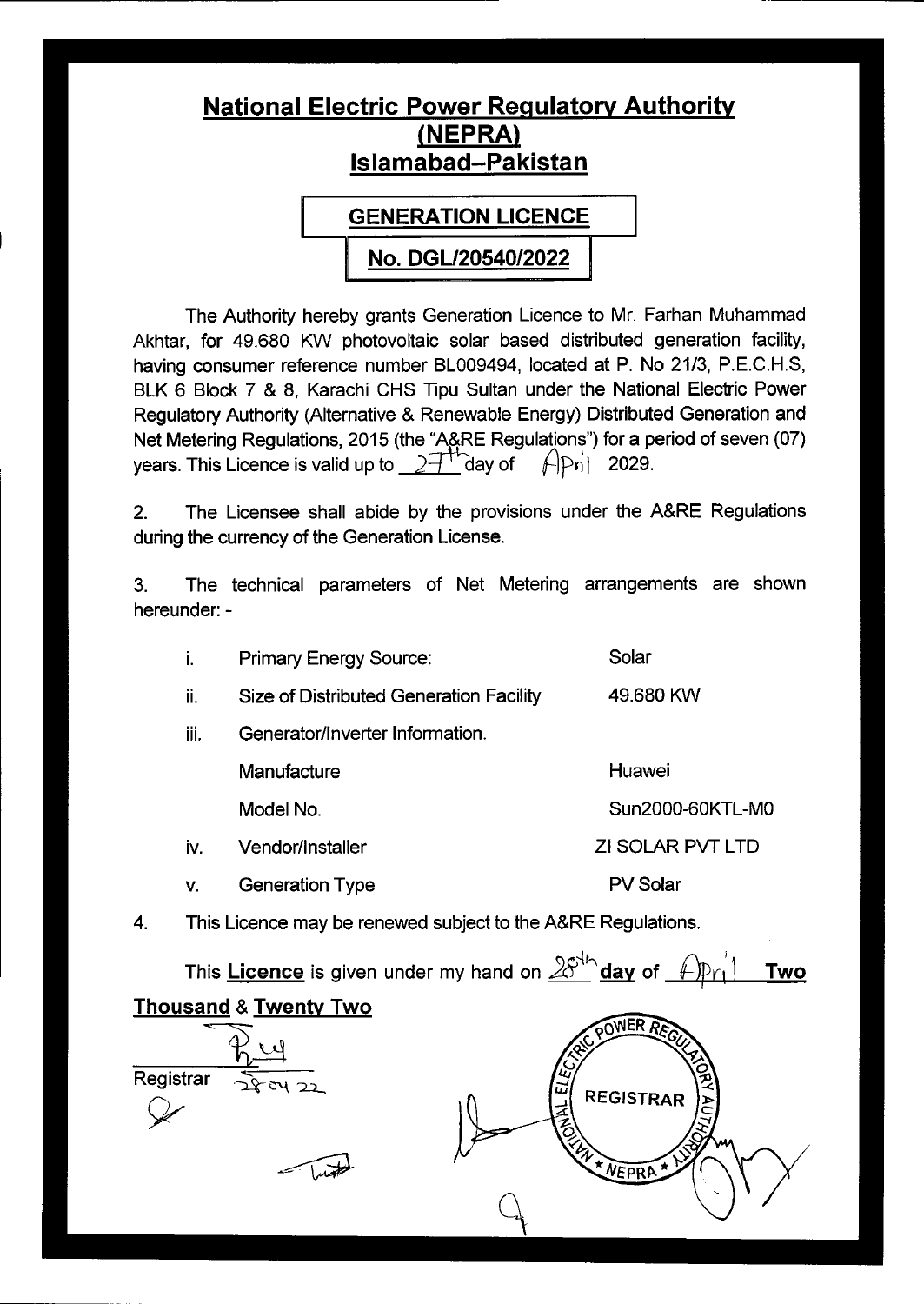# National Electric Power Regulatory Authority (NEPRA) Islamabad–Pakistan

## GENERATION LICENCE

## No. DGL/20540/2022

The Authority hereby grants Generation Licence to Mr. Farhan Muhammad Akhtar, for 49.680 KW photovoltaic solar based distributed generation facility, having consumer reference number BL009494, located at P. No 21/3, P.E.C.H.S, BLK 6 Block 7 & 8, Karachi CHS Tipu Sultan under the National Electric Power Regulatory Authority (Alternative & Renewable Energy) Distributed Generation and Net Metering Regulations, 2015 (the "A&RE Regulations") for a period of seven (07) years. This Licence is valid up to 27th day of April 2029.

2. The Licensee shall abide by the provisions under the A&RE Regulations during the currency of the Generation License.

3. The technical parameters of Net Metering arrangements are shown hereunder: -

| | | |
|---|---|---|
| i. | Primary Energy Source: | Solar |
| ii. | Size of Distributed Generation Facility | 49.680 KW |
| iii. | Generator/Inverter Information. | |
| | Manufacture | Huawei |
| | Model No. | Sun2000-60KTL-M0 |
| iv. | Vendor/Installer | ZI SOLAR PVT LTD |
| v. | Generation Type | PV Solar |

4. This Licence may be renewed subject to the A&RE Regulations.

This **Licence** is given under my hand on 28th **day** of April **Two Thousand** & **Twenty Two**

Registrar 28-04-22

REGISTRAR
NATIONAL ELECTRIC POWER REGULATORY AUTHORITY
NEPRA